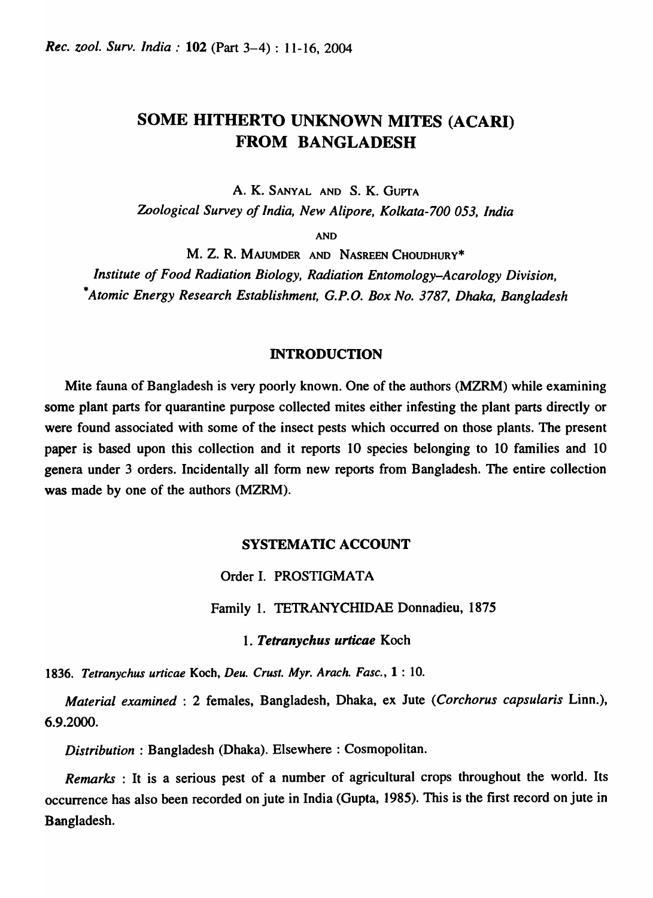# SOME HITHERTO UNKNOWN MITES (ACARI) FROM BANGLADESH

A. K. SANYAL AND S. K. GUPTA

*Zoological Survey of India, New Alipore, Kolkata-700 053, India*

AND

M. Z. R. MAJUMDER AND NASREEN CHOUDHURY*

*Institute of Food Radiation Biology, Radiation Entomology–Acarology Division,*
*\*Atomic Energy Research Establishment, G.P.O. Box No. 3787, Dhaka, Bangladesh*

## INTRODUCTION

Mite fauna of Bangladesh is very poorly known. One of the authors (MZRM) while examining some plant parts for quarantine purpose collected mites either infesting the plant parts directly or were found associated with some of the insect pests which occurred on those plants. The present paper is based upon this collection and it reports 10 species belonging to 10 families and 10 genera under 3 orders. Incidentally all form new reports from Bangladesh. The entire collection was made by one of the authors (MZRM).

## SYSTEMATIC ACCOUNT

### Order I. PROSTIGMATA

#### Family 1. TETRANYCHIDAE Donnadieu, 1875

##### 1. *Tetranychus urticae* Koch

1836. *Tetranychus urticae* Koch, *Deu. Crust. Myr. Arach. Fasc.*, **1** : 10.

*Material examined* : 2 females, Bangladesh, Dhaka, ex Jute (*Corchorus capsularis* Linn.), 6.9.2000.

*Distribution* : Bangladesh (Dhaka). Elsewhere : Cosmopolitan.

*Remarks* : It is a serious pest of a number of agricultural crops throughout the world. Its occurrence has also been recorded on jute in India (Gupta, 1985). This is the first record on jute in Bangladesh.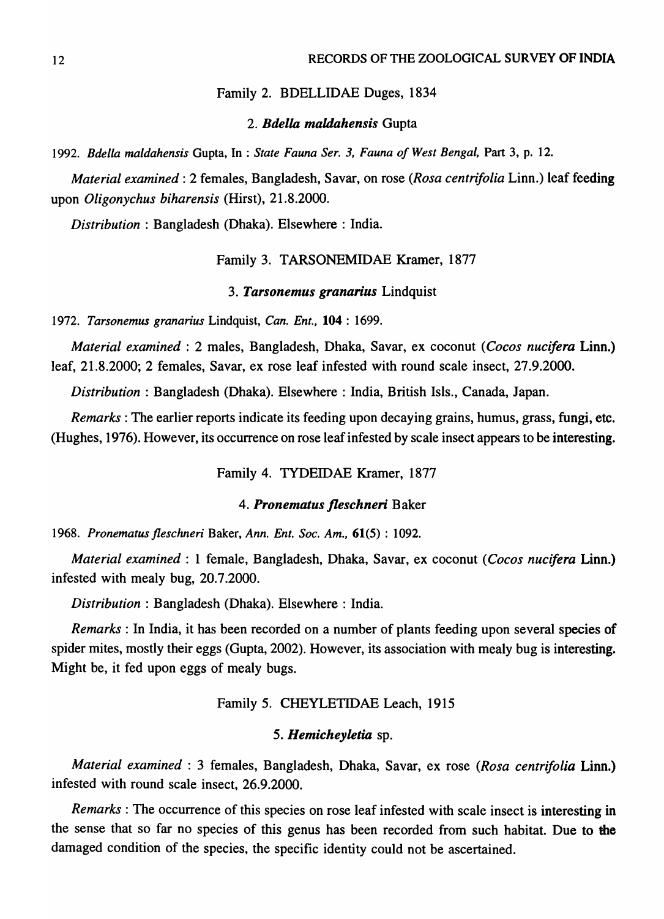Family 2. BDELLIDAE Duges, 1834

### 2. *Bdella maldahensis* Gupta

1992. *Bdella maldahensis* Gupta, In : *State Fauna Ser. 3, Fauna of West Bengal,* Part 3, p. 12.

*Material examined* : 2 females, Bangladesh, Savar, on rose (*Rosa centrifolia* Linn.) leaf feeding upon *Oligonychus biharensis* (Hirst), 21.8.2000.

*Distribution* : Bangladesh (Dhaka). Elsewhere : India.

Family 3. TARSONEMIDAE Kramer, 1877

### 3. *Tarsonemus granarius* Lindquist

1972. *Tarsonemus granarius* Lindquist, *Can. Ent.,* **104** : 1699.

*Material examined* : 2 males, Bangladesh, Dhaka, Savar, ex coconut (*Cocos nucifera* Linn.) leaf, 21.8.2000; 2 females, Savar, ex rose leaf infested with round scale insect, 27.9.2000.

*Distribution* : Bangladesh (Dhaka). Elsewhere : India, British Isls., Canada, Japan.

*Remarks* : The earlier reports indicate its feeding upon decaying grains, humus, grass, fungi, etc. (Hughes, 1976). However, its occurrence on rose leaf infested by scale insect appears to be interesting.

Family 4. TYDEIDAE Kramer, 1877

### 4. *Pronematus fleschneri* Baker

1968. *Pronematus fleschneri* Baker, *Ann. Ent. Soc. Am.,* **61**(5) : 1092.

*Material examined* : 1 female, Bangladesh, Dhaka, Savar, ex coconut (*Cocos nucifera* Linn.) infested with mealy bug, 20.7.2000.

*Distribution* : Bangladesh (Dhaka). Elsewhere : India.

*Remarks* : In India, it has been recorded on a number of plants feeding upon several species of spider mites, mostly their eggs (Gupta, 2002). However, its association with mealy bug is interesting. Might be, it fed upon eggs of mealy bugs.

Family 5. CHEYLETIDAE Leach, 1915

### 5. *Hemicheyletia* sp.

*Material examined* : 3 females, Bangladesh, Dhaka, Savar, ex rose (*Rosa centrifolia* Linn.) infested with round scale insect, 26.9.2000.

*Remarks* : The occurrence of this species on rose leaf infested with scale insect is interesting in the sense that so far no species of this genus has been recorded from such habitat. Due to the damaged condition of the species, the specific identity could not be ascertained.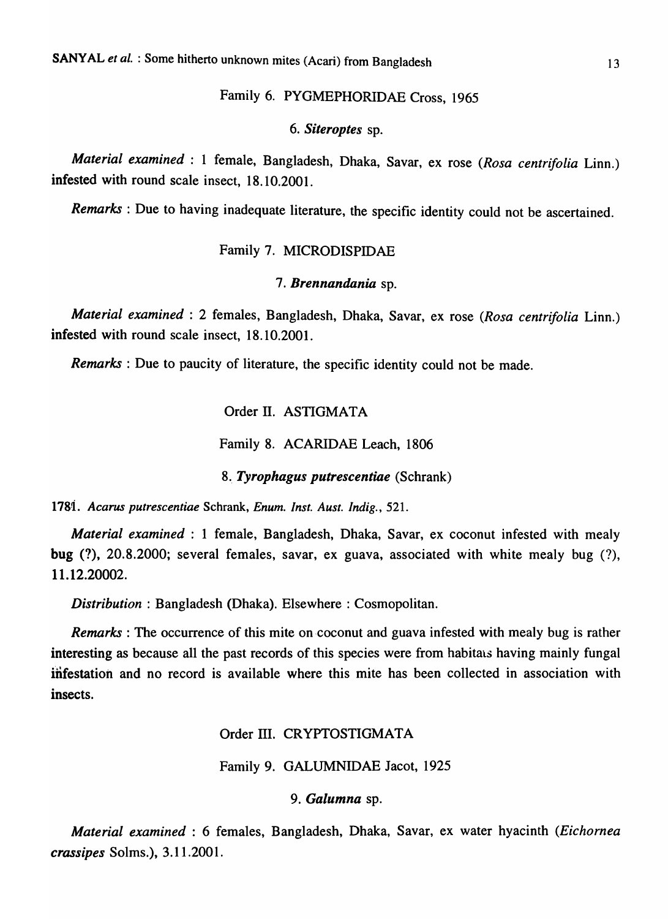Family 6. PYGMEPHORIDAE Cross, 1965

6. ***Siteroptes*** sp.

*Material examined* : 1 female, Bangladesh, Dhaka, Savar, ex rose (*Rosa centrifolia* Linn.) infested with round scale insect, 18.10.2001.

*Remarks* : Due to having inadequate literature, the specific identity could not be ascertained.

Family 7. MICRODISPIDAE

7. ***Brennandania*** sp.

*Material examined* : 2 females, Bangladesh, Dhaka, Savar, ex rose (*Rosa centrifolia* Linn.) infested with round scale insect, 18.10.2001.

*Remarks* : Due to paucity of literature, the specific identity could not be made.

Order II. ASTIGMATA

Family 8. ACARIDAE Leach, 1806

8. ***Tyrophagus putrescentiae*** (Schrank)

1781. *Acarus putrescentiae* Schrank, *Enum. Inst. Aust. Indig.*, 521.

*Material examined* : 1 female, Bangladesh, Dhaka, Savar, ex coconut infested with mealy bug (?), 20.8.2000; several females, savar, ex guava, associated with white mealy bug (?), 11.12.20002.

*Distribution* : Bangladesh (Dhaka). Elsewhere : Cosmopolitan.

*Remarks* : The occurrence of this mite on coconut and guava infested with mealy bug is rather interesting as because all the past records of this species were from habitats having mainly fungal infestation and no record is available where this mite has been collected in association with insects.

Order III. CRYPTOSTIGMATA

Family 9. GALUMNIDAE Jacot, 1925

9. ***Galumna*** sp.

*Material examined* : 6 females, Bangladesh, Dhaka, Savar, ex water hyacinth (*Eichornea crassipes* Solms.), 3.11.2001.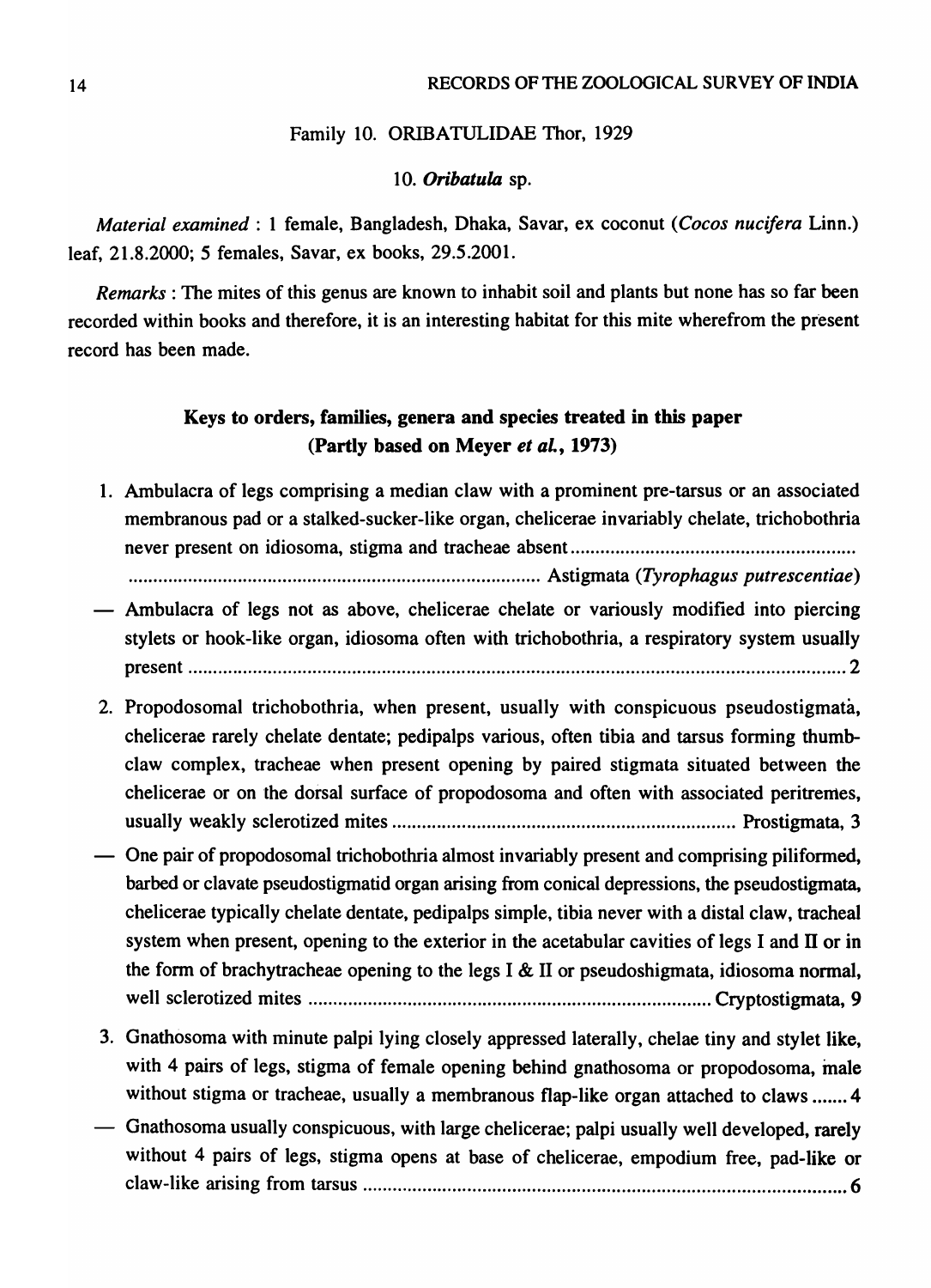Family 10. ORIBATULIDAE Thor, 1929

10. ***Oribatula*** sp.

*Material examined* : 1 female, Bangladesh, Dhaka, Savar, ex coconut (*Cocos nucifera* Linn.) leaf, 21.8.2000; 5 females, Savar, ex books, 29.5.2001.

*Remarks* : The mites of this genus are known to inhabit soil and plants but none has so far been recorded within books and therefore, it is an interesting habitat for this mite wherefrom the present record has been made.

## Keys to orders, families, genera and species treated in this paper (Partly based on Meyer *et al.*, 1973)

1. Ambulacra of legs comprising a median claw with a prominent pre-tarsus or an associated membranous pad or a stalked-sucker-like organ, chelicerae invariably chelate, trichobothria never present on idiosoma, stigma and tracheae absent ........................................................ ............................................................................ Astigmata (*Tyrophagus putrescentiae*)

— Ambulacra of legs not as above, chelicerae chelate or variously modified into piercing stylets or hook-like organ, idiosoma often with trichobothria, a respiratory system usually present ........................................................................................................................ 2

2. Propodosomal trichobothria, when present, usually with conspicuous pseudostigmata, chelicerae rarely chelate dentate; pedipalps various, often tibia and tarsus forming thumb-claw complex, tracheae when present opening by paired stigmata situated between the chelicerae or on the dorsal surface of propodosoma and often with associated peritremes, usually weakly sclerotized mites .................................................................... Prostigmata, 3

— One pair of propodosomal trichobothria almost invariably present and comprising piliformed, barbed or clavate pseudostigmatid organ arising from conical depressions, the pseudostigmata, chelicerae typically chelate dentate, pedipalps simple, tibia never with a distal claw, tracheal system when present, opening to the exterior in the acetabular cavities of legs I and II or in the form of brachytracheae opening to the legs I & II or pseudoshigmata, idiosoma normal, well sclerotized mites ................................................................................ Cryptostigmata, 9

3. Gnathosoma with minute palpi lying closely appressed laterally, chelae tiny and stylet like, with 4 pairs of legs, stigma of female opening behind gnathosoma or propodosoma, male without stigma or tracheae, usually a membranous flap-like organ attached to claws ....... 4

— Gnathosoma usually conspicuous, with large chelicerae; palpi usually well developed, rarely without 4 pairs of legs, stigma opens at base of chelicerae, empodium free, pad-like or claw-like arising from tarsus ................................................................................................ 6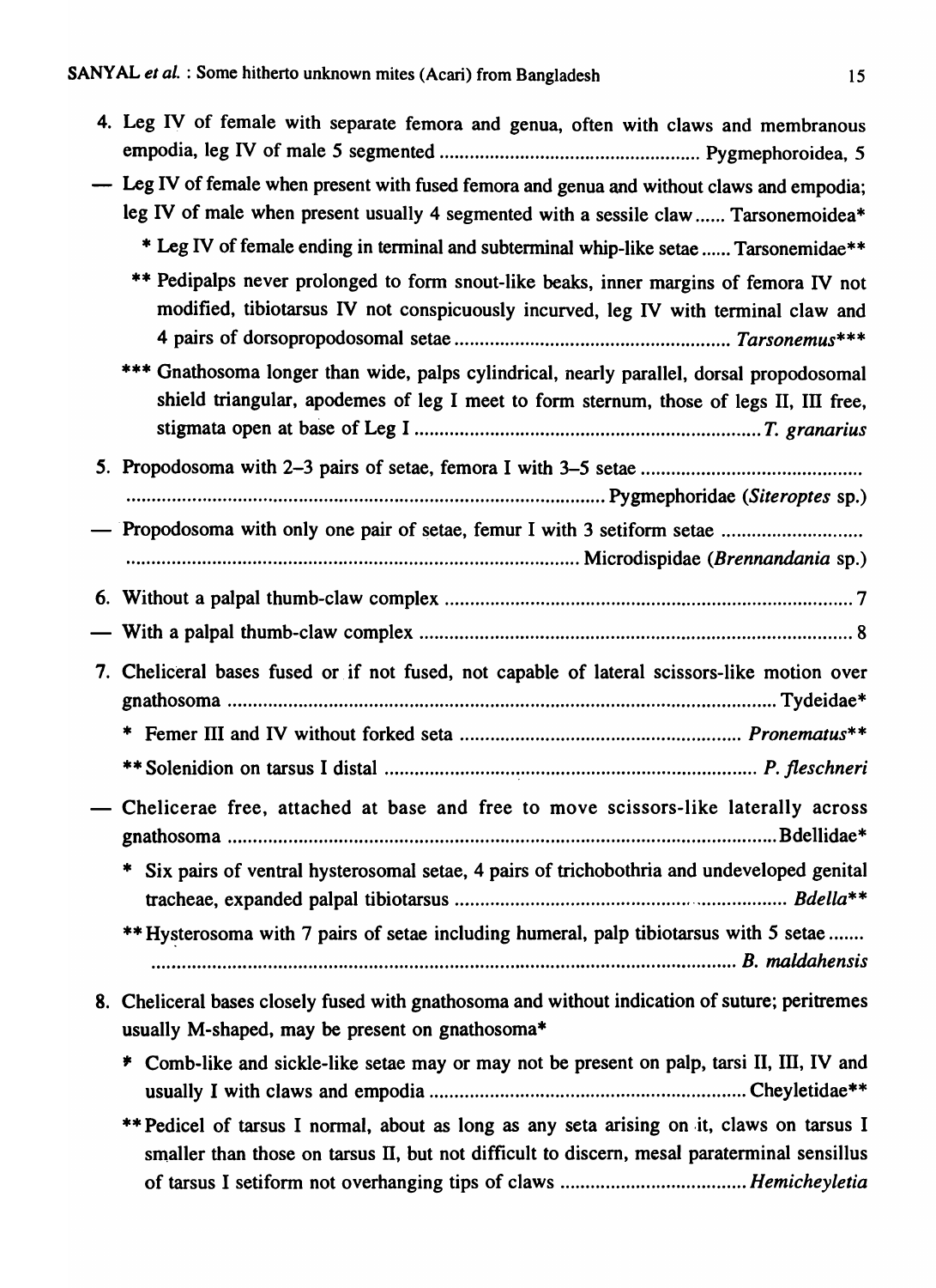4. Leg IV of female with separate femora and genua, often with claws and membranous empodia, leg IV of male 5 segmented .................................................... Pygmephoroidea, 5

— Leg IV of female when present with fused femora and genua and without claws and empodia; leg IV of male when present usually 4 segmented with a sessile claw...... Tarsonemoidea*

 * Leg IV of female ending in terminal and subterminal whip-like setae ...... Tarsonemidae**

 ** Pedipalps never prolonged to form snout-like beaks, inner margins of femora IV not modified, tibiotarsus IV not conspicuously incurved, leg IV with terminal claw and 4 pairs of dorsopropodosomal setae ....................................................... *Tarsonemus****

 *** Gnathosoma longer than wide, palps cylindrical, nearly parallel, dorsal propodosomal shield triangular, apodemes of leg I meet to form sternum, those of legs II, III free, stigmata open at base of Leg I ..................................................................... *T. granarius*

5. Propodosoma with 2–3 pairs of setae, femora I with 3–5 setae ............................................ ............................................................................................ Pygmephoridae (*Siteroptes* sp.)

— Propodosoma with only one pair of setae, femur I with 3 setiform setae ........................... ........................................................................................ Microdispidae (*Brennandania* sp.)

6. Without a palpal thumb-claw complex ................................................................................. 7

— With a palpal thumb-claw complex ...................................................................................... 8

7. Cheliceral bases fused or if not fused, not capable of lateral scissors-like motion over gnathosoma ............................................................................................................. Tydeidae*

 * Femer III and IV without forked seta ........................................................ *Pronematus***

 ** Solenidion on tarsus I distal ........................................................................... *P. fleschneri*

— Chelicerae free, attached at base and free to move scissors-like laterally across gnathosoma ............................................................................................................ Bdellidae*

 * Six pairs of ventral hysterosomal setae, 4 pairs of trichobothria and undeveloped genital tracheae, expanded palpal tibiotarsus ................................................................... *Bdella***

 ** Hysterosoma with 7 pairs of setae including humeral, palp tibiotarsus with 5 setae ....... ..................................................................................................................... *B. maldahensis*

8. Cheliceral bases closely fused with gnathosoma and without indication of suture; peritremes usually M-shaped, may be present on gnathosoma*

 * Comb-like and sickle-like setae may or may not be present on palp, tarsi II, III, IV and usually I with claws and empodia ............................................................... Cheyletidae**

 ** Pedicel of tarsus I normal, about as long as any seta arising on it, claws on tarsus I smaller than those on tarsus II, but not difficult to discern, mesal paraterminal sensillus of tarsus I setiform not overhanging tips of claws .................................... *Hemicheyletia*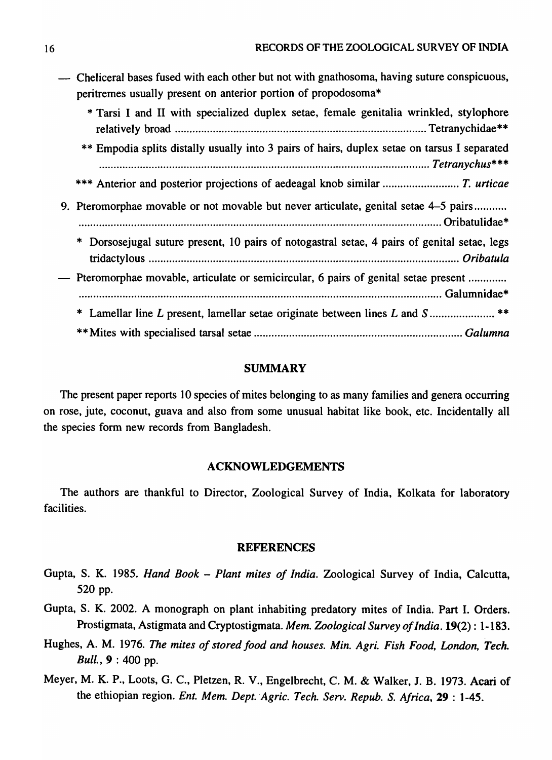— Cheliceral bases fused with each other but not with gnathosoma, having suture conspicuous, peritremes usually present on anterior portion of propodosoma*

* Tarsi I and II with specialized duplex setae, female genitalia wrinkled, stylophore relatively broad ...................................................................................... Tetranychidae**

** Empodia splits distally usually into 3 pairs of hairs, duplex setae on tarsus I separated ................................................................................................................ *Tetranychus****

*** Anterior and posterior projections of aedeagal knob similar .......................... *T. urticae*

9. Pteromorphae movable or not movable but never articulate, genital setae 4–5 pairs ........... ............................................................................................................................ Oribatulidae*

* Dorsosejugal suture present, 10 pairs of notogastral setae, 4 pairs of genital setae, legs tridactylous .......................................................................................................... *Oribatula*

— Pteromorphae movable, articulate or semicircular, 6 pairs of genital setae present ............. ........................................................................................................................... Galumnidae*

* Lamellar line *L* present, lamellar setae originate between lines *L* and *S* ...................... **

** Mites with specialised tarsal setae ....................................................................... *Galumna*

## SUMMARY

The present paper reports 10 species of mites belonging to as many families and genera occurring on rose, jute, coconut, guava and also from some unusual habitat like book, etc. Incidentally all the species form new records from Bangladesh.

## ACKNOWLEDGEMENTS

The authors are thankful to Director, Zoological Survey of India, Kolkata for laboratory facilities.

## REFERENCES

Gupta, S. K. 1985. *Hand Book – Plant mites of India*. Zoological Survey of India, Calcutta, 520 pp.

Gupta, S. K. 2002. A monograph on plant inhabiting predatory mites of India. Part I. Orders. Prostigmata, Astigmata and Cryptostigmata. *Mem. Zoological Survey of India*. **19**(2) : 1-183.

Hughes, A. M. 1976. *The mites of stored food and houses. Min. Agri. Fish Food, London, Tech. Bull.*, **9** : 400 pp.

Meyer, M. K. P., Loots, G. C., Pletzen, R. V., Engelbrecht, C. M. & Walker, J. B. 1973. Acari of the ethiopian region. *Ent. Mem. Dept. Agric. Tech. Serv. Repub. S. Africa*, **29** : 1-45.